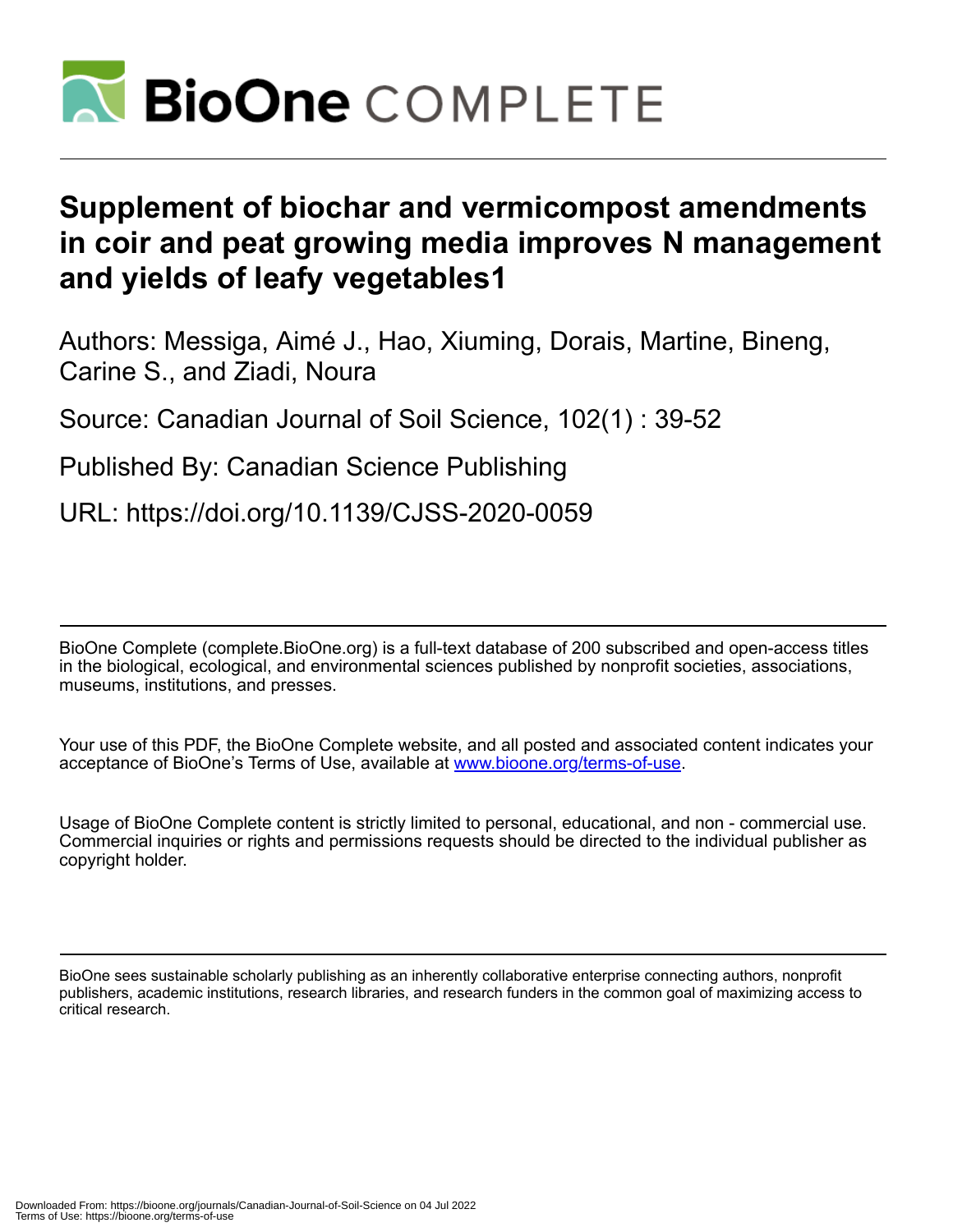# Supplement of biochar and vermicompost amendments in coir and peat growing media improves N management and yields of leafy vegetables1

Authors: Messiga, Aimé J., Hao, Xiuming, Dorais, Martine, Bineng, Carine S., and Ziadi, Noura

Source: Canadian Journal of Soil Science, 102(1) : 39-52

Published By: Canadian Science Publishing

URL: https://doi.org/10.1139/CJSS-2020-0059

BioOne Complete (complete.BioOne.org) is a full-text database of 200 subscribed and open-access titles in the biological, ecological, and environmental sciences published by nonprofit societies, associations, museums, institutions, and presses.

Your use of this PDF, the BioOne Complete website, and all posted and associated content indicates your acceptance of BioOne's Terms of Use, available at www.bioone.org/terms-of-use.

Usage of BioOne Complete content is strictly limited to personal, educational, and non - commercial use. Commercial inquiries or rights and permissions requests should be directed to the individual publisher as copyright holder.

BioOne sees sustainable scholarly publishing as an inherently collaborative enterprise connecting authors, nonprofit publishers, academic institutions, research libraries, and research funders in the common goal of maximizing access to critical research.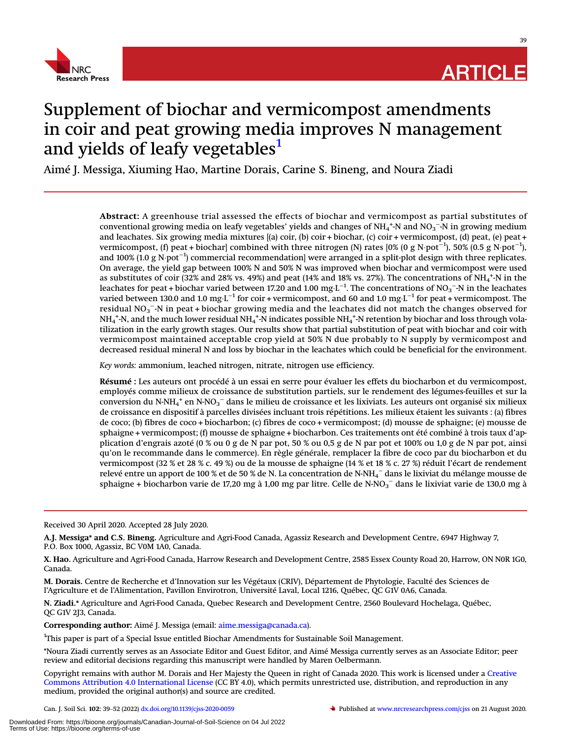# Supplement of biochar and vermicompost amendments in coir and peat growing media improves N management and yields of leafy vegetables[1]

Aimé J. Messiga, Xiuming Hao, Martine Dorais, Carine S. Bineng, and Noura Ziadi

**Abstract:** A greenhouse trial assessed the effects of biochar and vermicompost as partial substitutes of conventional growing media on leafy vegetables' yields and changes of $NH_4^+$-N and $NO_3^-$-N in growing medium and leachates. Six growing media mixtures [(a) coir, (b) coir + biochar, (c) coir + vermicompost, (d) peat, (e) peat + vermicompost, (f) peat + biochar] combined with three nitrogen (N) rates [0% (0 g N·pot$^{-1}$), 50% (0.5 g N·pot$^{-1}$), and 100% (1.0 g N·pot$^{-1}$) commercial recommendation] were arranged in a split-plot design with three replicates. On average, the yield gap between 100% N and 50% N was improved when biochar and vermicompost were used as substitutes of coir (32% and 28% vs. 49%) and peat (14% and 18% vs. 27%). The concentrations of $NH_4^+$-N in the leachates for peat + biochar varied between 17.20 and 1.00 mg·L$^{-1}$. The concentrations of $NO_3^-$-N in the leachates varied between 130.0 and 1.0 mg·L$^{-1}$ for coir + vermicompost, and 60 and 1.0 mg·L$^{-1}$ for peat + vermicompost. The residual $NO_3^-$-N in peat + biochar growing media and the leachates did not match the changes observed for $NH_4^+$-N, and the much lower residual $NH_4^+$-N indicates possible $NH_4^+$-N retention by biochar and loss through volatilization in the early growth stages. Our results show that partial substitution of peat with biochar and coir with vermicompost maintained acceptable crop yield at 50% N due probably to N supply by vermicompost and decreased residual mineral N and loss by biochar in the leachates which could be beneficial for the environment.

*Key words:* ammonium, leached nitrogen, nitrate, nitrogen use efficiency.

**Résumé :** Les auteurs ont procédé à un essai en serre pour évaluer les effets du biocharbon et du vermicompost, employés comme milieux de croissance de substitution partiels, sur le rendement des légumes-feuilles et sur la conversion du N-$NH_4^+$ en N-$NO_3^-$ dans le milieu de croissance et les lixiviats. Les auteurs ont organisé six milieux de croissance en dispositif à parcelles divisées incluant trois répétitions. Les milieux étaient les suivants : (a) fibres de coco; (b) fibres de coco + biocharbon; (c) fibres de coco + vermicompost; (d) mousse de sphaigne; (e) mousse de sphaigne + vermicompost; (f) mousse de sphaigne + biocharbon. Ces traitements ont été combiné à trois taux d'application d'engrais azoté (0 % ou 0 g de N par pot, 50 % ou 0,5 g de N par pot et 100% ou 1,0 g de N par pot, ainsi qu'on le recommande dans le commerce). En règle générale, remplacer la fibre de coco par du biocharbon et du vermicompost (32 % et 28 % c. 49 %) ou de la mousse de sphaigne (14 % et 18 % c. 27 %) réduit l'écart de rendement relevé entre un apport de 100 % et de 50 % de N. La concentration de N-$NH_4^-$ dans le lixiviat du mélange mousse de sphaigne + biocharbon varie de 17,20 mg à 1,00 mg par litre. Celle de N-$NO_3^-$ dans le lixiviat varie de 130,0 mg à

Received 30 April 2020. Accepted 28 July 2020.

**A.J. Messiga\* and C.S. Bineng.** Agriculture and Agri-Food Canada, Agassiz Research and Development Centre, 6947 Highway 7, P.O. Box 1000, Agassiz, BC V0M 1A0, Canada.

**X. Hao.** Agriculture and Agri-Food Canada, Harrow Research and Development Centre, 2585 Essex County Road 20, Harrow, ON N0R 1G0, Canada.

**M. Dorais.** Centre de Recherche et d'Innovation sur les Végétaux (CRIV), Département de Phytologie, Faculté des Sciences de l'Agriculture et de l'Alimentation, Pavillon Envirotron, Université Laval, Local 1216, Québec, QC G1V 0A6, Canada.

**N. Ziadi.\*** Agriculture and Agri-Food Canada, Quebec Research and Development Centre, 2560 Boulevard Hochelaga, Québec, QC G1V 2J3, Canada.

**Corresponding author:** Aimé J. Messiga (email: aime.messiga@canada.ca).

[1]This paper is part of a Special Issue entitled Biochar Amendments for Sustainable Soil Management.

\*Noura Ziadi currently serves as an Associate Editor and Guest Editor, and Aimé Messiga currently serves as an Associate Editor; peer review and editorial decisions regarding this manuscript were handled by Maren Oelbermann.

Copyright remains with author M. Dorais and Her Majesty the Queen in right of Canada 2020. This work is licensed under a Creative Commons Attribution 4.0 International License (CC BY 4.0), which permits unrestricted use, distribution, and reproduction in any medium, provided the original author(s) and source are credited.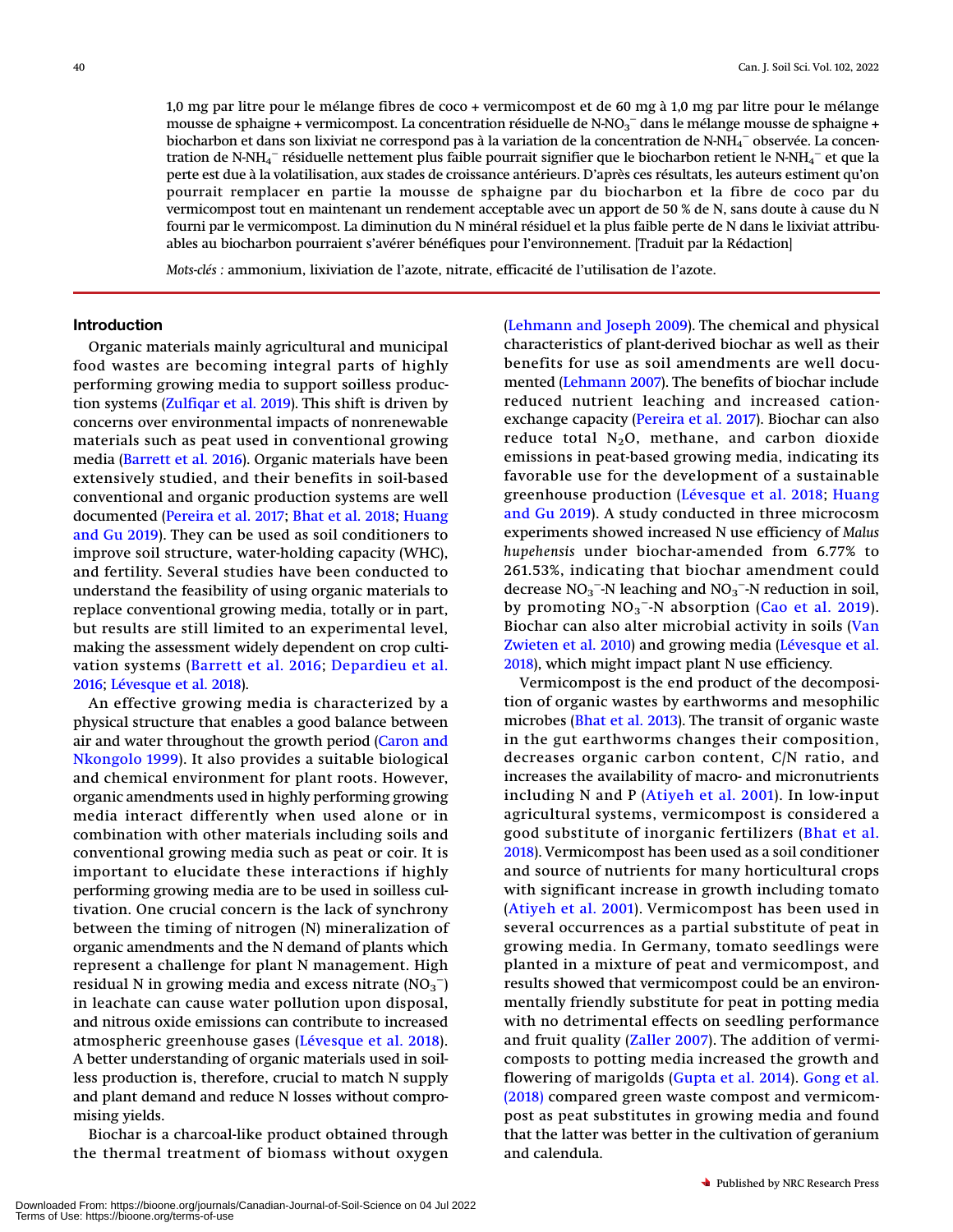1,0 mg par litre pour le mélange fibres de coco + vermicompost et de 60 mg à 1,0 mg par litre pour le mélange mousse de sphaigne + vermicompost. La concentration résiduelle de N-$NO_3^-$ dans le mélange mousse de sphaigne + biocharbon et dans son lixiviat ne correspond pas à la variation de la concentration de N-$NH_4^-$ observée. La concentration de N-$NH_4^-$ résiduelle nettement plus faible pourrait signifier que le biocharbon retient le N-$NH_4^-$ et que la perte est due à la volatilisation, aux stades de croissance antérieurs. D'après ces résultats, les auteurs estiment qu'on pourrait remplacer en partie la mousse de sphaigne par du biocharbon et la fibre de coco par du vermicompost tout en maintenant un rendement acceptable avec un apport de 50 % de N, sans doute à cause du N fourni par le vermicompost. La diminution du N minéral résiduel et la plus faible perte de N dans le lixiviat attribuables au biocharbon pourraient s'avérer bénéfiques pour l'environnement. [Traduit par la Rédaction]

*Mots-clés :* ammonium, lixiviation de l'azote, nitrate, efficacité de l'utilisation de l'azote.

## Introduction

Organic materials mainly agricultural and municipal food wastes are becoming integral parts of highly performing growing media to support soilless production systems (Zulfiqar et al. 2019). This shift is driven by concerns over environmental impacts of nonrenewable materials such as peat used in conventional growing media (Barrett et al. 2016). Organic materials have been extensively studied, and their benefits in soil-based conventional and organic production systems are well documented (Pereira et al. 2017; Bhat et al. 2018; Huang and Gu 2019). They can be used as soil conditioners to improve soil structure, water-holding capacity (WHC), and fertility. Several studies have been conducted to understand the feasibility of using organic materials to replace conventional growing media, totally or in part, but results are still limited to an experimental level, making the assessment widely dependent on crop cultivation systems (Barrett et al. 2016; Depardieu et al. 2016; Lévesque et al. 2018).

An effective growing media is characterized by a physical structure that enables a good balance between air and water throughout the growth period (Caron and Nkongolo 1999). It also provides a suitable biological and chemical environment for plant roots. However, organic amendments used in highly performing growing media interact differently when used alone or in combination with other materials including soils and conventional growing media such as peat or coir. It is important to elucidate these interactions if highly performing growing media are to be used in soilless cultivation. One crucial concern is the lack of synchrony between the timing of nitrogen (N) mineralization of organic amendments and the N demand of plants which represent a challenge for plant N management. High residual N in growing media and excess nitrate ($NO_3^-$) in leachate can cause water pollution upon disposal, and nitrous oxide emissions can contribute to increased atmospheric greenhouse gases (Lévesque et al. 2018). A better understanding of organic materials used in soilless production is, therefore, crucial to match N supply and plant demand and reduce N losses without compromising yields.

Biochar is a charcoal-like product obtained through the thermal treatment of biomass without oxygen (Lehmann and Joseph 2009). The chemical and physical characteristics of plant-derived biochar as well as their benefits for use as soil amendments are well documented (Lehmann 2007). The benefits of biochar include reduced nutrient leaching and increased cation-exchange capacity (Pereira et al. 2017). Biochar can also reduce total $N_2O$, methane, and carbon dioxide emissions in peat-based growing media, indicating its favorable use for the development of a sustainable greenhouse production (Lévesque et al. 2018; Huang and Gu 2019). A study conducted in three microcosm experiments showed increased N use efficiency of *Malus hupehensis* under biochar-amended from 6.77% to 261.53%, indicating that biochar amendment could decrease $NO_3^-$-N leaching and $NO_3^-$-N reduction in soil, by promoting $NO_3^-$-N absorption (Cao et al. 2019). Biochar can also alter microbial activity in soils (Van Zwieten et al. 2010) and growing media (Lévesque et al. 2018), which might impact plant N use efficiency.

Vermicompost is the end product of the decomposition of organic wastes by earthworms and mesophilic microbes (Bhat et al. 2013). The transit of organic waste in the gut earthworms changes their composition, decreases organic carbon content, C/N ratio, and increases the availability of macro- and micronutrients including N and P (Atiyeh et al. 2001). In low-input agricultural systems, vermicompost is considered a good substitute of inorganic fertilizers (Bhat et al. 2018). Vermicompost has been used as a soil conditioner and source of nutrients for many horticultural crops with significant increase in growth including tomato (Atiyeh et al. 2001). Vermicompost has been used in several occurrences as a partial substitute of peat in growing media. In Germany, tomato seedlings were planted in a mixture of peat and vermicompost, and results showed that vermicompost could be an environmentally friendly substitute for peat in potting media with no detrimental effects on seedling performance and fruit quality (Zaller 2007). The addition of vermicomposts to potting media increased the growth and flowering of marigolds (Gupta et al. 2014). Gong et al. (2018) compared green waste compost and vermicompost as peat substitutes in growing media and found that the latter was better in the cultivation of geranium and calendula.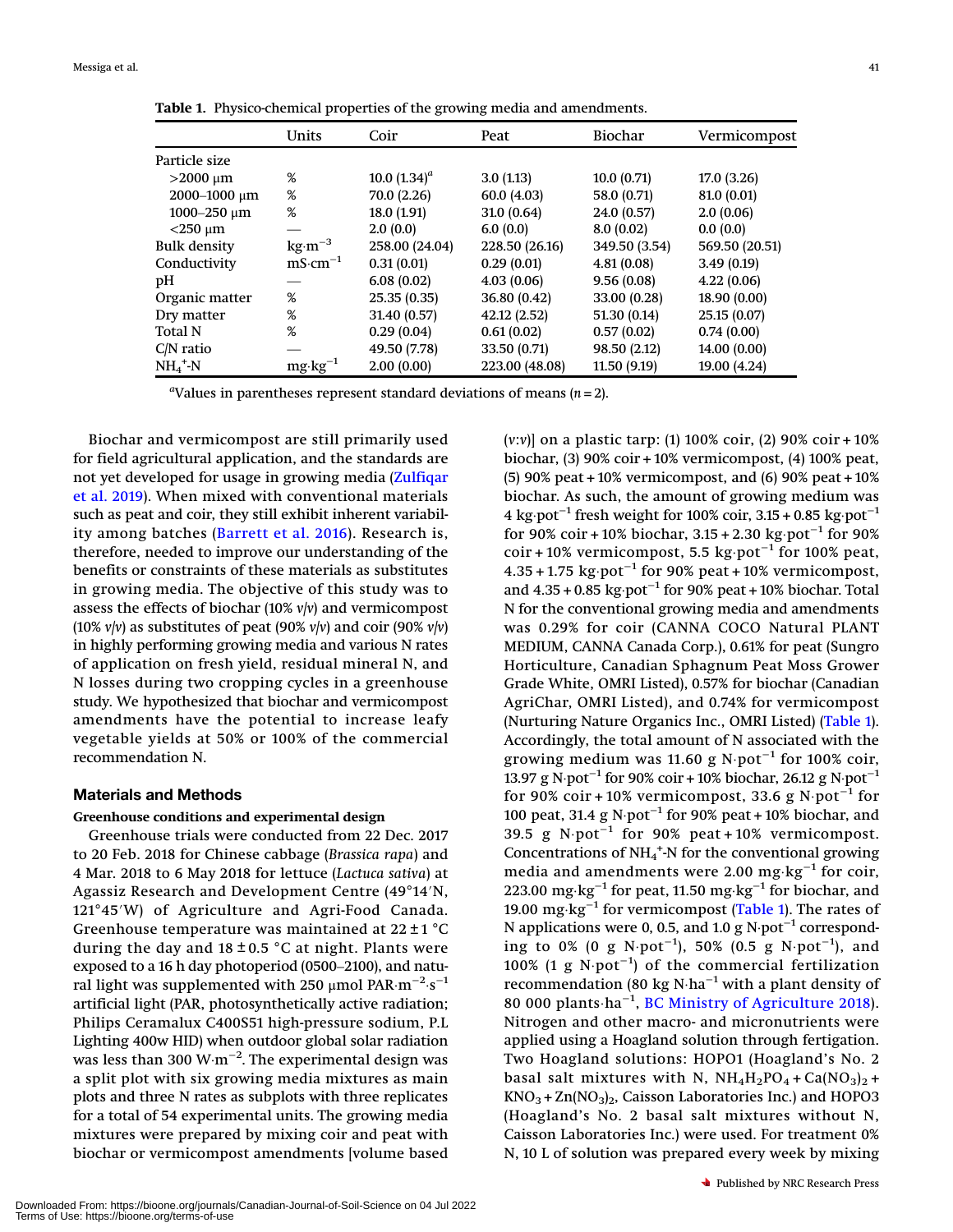**Table 1.** Physico-chemical properties of the growing media and amendments.

| | Units | Coir | Peat | Biochar | Vermicompost |
|---|---|---|---|---|---|
| Particle size | | | | | |
| >2000 μm | % | 10.0 (1.34)[a] | 3.0 (1.13) | 10.0 (0.71) | 17.0 (3.26) |
| 2000–1000 μm | % | 70.0 (2.26) | 60.0 (4.03) | 58.0 (0.71) | 81.0 (0.01) |
| 1000–250 μm | % | 18.0 (1.91) | 31.0 (0.64) | 24.0 (0.57) | 2.0 (0.06) |
| <250 μm | — | 2.0 (0.0) | 6.0 (0.0) | 8.0 (0.02) | 0.0 (0.0) |
| Bulk density | $kg{\cdot}m^{-3}$ | 258.00 (24.04) | 228.50 (26.16) | 349.50 (3.54) | 569.50 (20.51) |
| Conductivity | $mS{\cdot}cm^{-1}$ | 0.31 (0.01) | 0.29 (0.01) | 4.81 (0.08) | 3.49 (0.19) |
| pH | — | 6.08 (0.02) | 4.03 (0.06) | 9.56 (0.08) | 4.22 (0.06) |
| Organic matter | % | 25.35 (0.35) | 36.80 (0.42) | 33.00 (0.28) | 18.90 (0.00) |
| Dry matter | % | 31.40 (0.57) | 42.12 (2.52) | 51.30 (0.14) | 25.15 (0.07) |
| Total N | % | 0.29 (0.04) | 0.61 (0.02) | 0.57 (0.02) | 0.74 (0.00) |
| C/N ratio | — | 49.50 (7.78) | 33.50 (0.71) | 98.50 (2.12) | 14.00 (0.00) |
| $NH_4^+$-N | $mg{\cdot}kg^{-1}$ | 2.00 (0.00) | 223.00 (48.08) | 11.50 (9.19) | 19.00 (4.24) |

[a]Values in parentheses represent standard deviations of means ($n = 2$).

Biochar and vermicompost are still primarily used for field agricultural application, and the standards are not yet developed for usage in growing media (Zulfiqar et al. 2019). When mixed with conventional materials such as peat and coir, they still exhibit inherent variability among batches (Barrett et al. 2016). Research is, therefore, needed to improve our understanding of the benefits or constraints of these materials as substitutes in growing media. The objective of this study was to assess the effects of biochar (10% *v*/*v*) and vermicompost (10% *v*/*v*) as substitutes of peat (90% *v*/*v*) and coir (90% *v*/*v*) in highly performing growing media and various N rates of application on fresh yield, residual mineral N, and N losses during two cropping cycles in a greenhouse study. We hypothesized that biochar and vermicompost amendments have the potential to increase leafy vegetable yields at 50% or 100% of the commercial recommendation N.

## Materials and Methods

### Greenhouse conditions and experimental design

Greenhouse trials were conducted from 22 Dec. 2017 to 20 Feb. 2018 for Chinese cabbage (*Brassica rapa*) and 4 Mar. 2018 to 6 May 2018 for lettuce (*Lactuca sativa*) at Agassiz Research and Development Centre (49°14′N, 121°45′W) of Agriculture and Agri-Food Canada. Greenhouse temperature was maintained at 22 ± 1 °C during the day and 18 ± 0.5 °C at night. Plants were exposed to a 16 h day photoperiod (0500–2100), and natural light was supplemented with 250 $\mu mol\ PAR{\cdot}m^{-2}{\cdot}s^{-1}$ artificial light (PAR, photosynthetically active radiation; Philips Ceramalux C400S51 high-pressure sodium, P.L Lighting 400w HID) when outdoor global solar radiation was less than 300 $W{\cdot}m^{-2}$. The experimental design was a split plot with six growing media mixtures as main plots and three N rates as subplots with three replicates for a total of 54 experimental units. The growing media mixtures were prepared by mixing coir and peat with biochar or vermicompost amendments [volume based (*v*:*v*)] on a plastic tarp: (1) 100% coir, (2) 90% coir + 10% biochar, (3) 90% coir + 10% vermicompost, (4) 100% peat, (5) 90% peat + 10% vermicompost, and (6) 90% peat + 10% biochar. As such, the amount of growing medium was 4 $kg{\cdot}pot^{-1}$ fresh weight for 100% coir, 3.15 + 0.85 $kg{\cdot}pot^{-1}$ for 90% coir + 10% biochar, 3.15 + 2.30 $kg{\cdot}pot^{-1}$ for 90% coir + 10% vermicompost, 5.5 $kg{\cdot}pot^{-1}$ for 100% peat, 4.35 + 1.75 $kg{\cdot}pot^{-1}$ for 90% peat + 10% vermicompost, and 4.35 + 0.85 $kg{\cdot}pot^{-1}$ for 90% peat + 10% biochar. Total N for the conventional growing media and amendments was 0.29% for coir (CANNA COCO Natural PLANT MEDIUM, CANNA Canada Corp.), 0.61% for peat (Sungro Horticulture, Canadian Sphagnum Peat Moss Grower Grade White, OMRI Listed), 0.57% for biochar (Canadian AgriChar, OMRI Listed), and 0.74% for vermicompost (Nurturing Nature Organics Inc., OMRI Listed) (Table 1). Accordingly, the total amount of N associated with the growing medium was 11.60 $g\ N{\cdot}pot^{-1}$ for 100% coir, 13.97 $g\ N{\cdot}pot^{-1}$ for 90% coir + 10% biochar, 26.12 $g\ N{\cdot}pot^{-1}$ for 90% coir + 10% vermicompost, 33.6 $g\ N{\cdot}pot^{-1}$ for 100 peat, 31.4 $g\ N{\cdot}pot^{-1}$ for 90% peat + 10% biochar, and 39.5 $g\ N{\cdot}pot^{-1}$ for 90% peat + 10% vermicompost. Concentrations of $NH_4^+$-N for the conventional growing media and amendments were 2.00 $mg{\cdot}kg^{-1}$ for coir, 223.00 $mg{\cdot}kg^{-1}$ for peat, 11.50 $mg{\cdot}kg^{-1}$ for biochar, and 19.00 $mg{\cdot}kg^{-1}$ for vermicompost (Table 1). The rates of N applications were 0, 0.5, and 1.0 $g\ N{\cdot}pot^{-1}$ corresponding to 0% (0 $g\ N{\cdot}pot^{-1}$), 50% (0.5 $g\ N{\cdot}pot^{-1}$), and 100% (1 $g\ N{\cdot}pot^{-1}$) of the commercial fertilization recommendation (80 $kg\ N{\cdot}ha^{-1}$ with a plant density of 80 000 $plants{\cdot}ha^{-1}$, BC Ministry of Agriculture 2018). Nitrogen and other macro- and micronutrients were applied using a Hoagland solution through fertigation. Two Hoagland solutions: HOPO1 (Hoagland's No. 2 basal salt mixtures with N, $NH_4H_2PO_4 + Ca(NO_3)_2 + KNO_3 + Zn(NO_3)_2$, Caisson Laboratories Inc.) and HOPO3 (Hoagland's No. 2 basal salt mixtures without N, Caisson Laboratories Inc.) were used. For treatment 0% N, 10 L of solution was prepared every week by mixing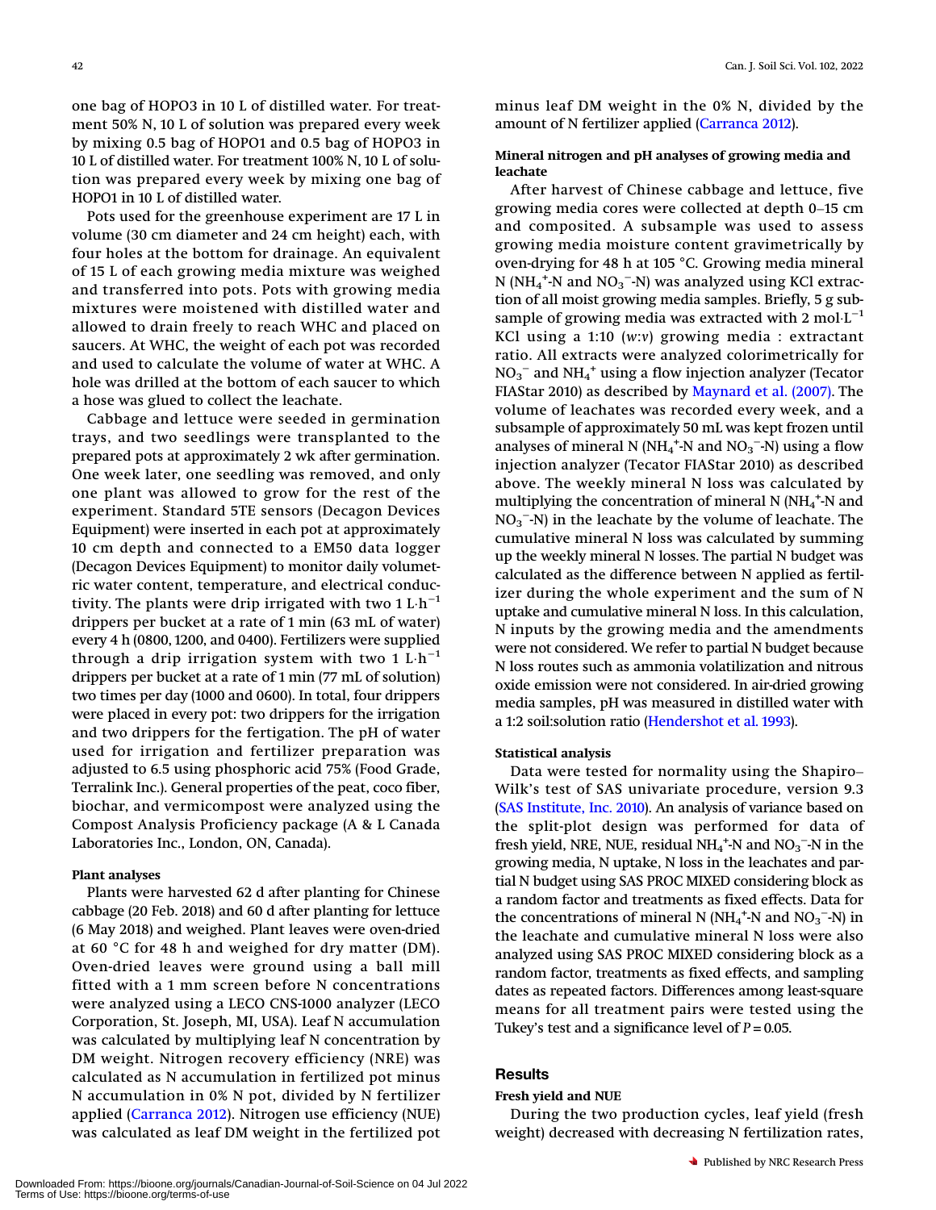one bag of HOPO3 in 10 L of distilled water. For treatment 50% N, 10 L of solution was prepared every week by mixing 0.5 bag of HOPO1 and 0.5 bag of HOPO3 in 10 L of distilled water. For treatment 100% N, 10 L of solution was prepared every week by mixing one bag of HOPO1 in 10 L of distilled water.

Pots used for the greenhouse experiment are 17 L in volume (30 cm diameter and 24 cm height) each, with four holes at the bottom for drainage. An equivalent of 15 L of each growing media mixture was weighed and transferred into pots. Pots with growing media mixtures were moistened with distilled water and allowed to drain freely to reach WHC and placed on saucers. At WHC, the weight of each pot was recorded and used to calculate the volume of water at WHC. A hole was drilled at the bottom of each saucer to which a hose was glued to collect the leachate.

Cabbage and lettuce were seeded in germination trays, and two seedlings were transplanted to the prepared pots at approximately 2 wk after germination. One week later, one seedling was removed, and only one plant was allowed to grow for the rest of the experiment. Standard 5TE sensors (Decagon Devices Equipment) were inserted in each pot at approximately 10 cm depth and connected to a EM50 data logger (Decagon Devices Equipment) to monitor daily volumetric water content, temperature, and electrical conductivity. The plants were drip irrigated with two 1 $L \cdot h^{-1}$ drippers per bucket at a rate of 1 min (63 mL of water) every 4 h (0800, 1200, and 0400). Fertilizers were supplied through a drip irrigation system with two 1 $L \cdot h^{-1}$ drippers per bucket at a rate of 1 min (77 mL of solution) two times per day (1000 and 0600). In total, four drippers were placed in every pot: two drippers for the irrigation and two drippers for the fertigation. The pH of water used for irrigation and fertilizer preparation was adjusted to 6.5 using phosphoric acid 75% (Food Grade, Terralink Inc.). General properties of the peat, coco fiber, biochar, and vermicompost were analyzed using the Compost Analysis Proficiency package (A & L Canada Laboratories Inc., London, ON, Canada).

#### Plant analyses

Plants were harvested 62 d after planting for Chinese cabbage (20 Feb. 2018) and 60 d after planting for lettuce (6 May 2018) and weighed. Plant leaves were oven-dried at 60 °C for 48 h and weighed for dry matter (DM). Oven-dried leaves were ground using a ball mill fitted with a 1 mm screen before N concentrations were analyzed using a LECO CNS-1000 analyzer (LECO Corporation, St. Joseph, MI, USA). Leaf N accumulation was calculated by multiplying leaf N concentration by DM weight. Nitrogen recovery efficiency (NRE) was calculated as N accumulation in fertilized pot minus N accumulation in 0% N pot, divided by N fertilizer applied (Carranca 2012). Nitrogen use efficiency (NUE) was calculated as leaf DM weight in the fertilized pot minus leaf DM weight in the 0% N, divided by the amount of N fertilizer applied (Carranca 2012).

#### Mineral nitrogen and pH analyses of growing media and leachate

After harvest of Chinese cabbage and lettuce, five growing media cores were collected at depth 0–15 cm and composited. A subsample was used to assess growing media moisture content gravimetrically by oven-drying for 48 h at 105 °C. Growing media mineral N ($NH_4^+$-N and $NO_3^-$-N) was analyzed using KCl extraction of all moist growing media samples. Briefly, 5 g subsample of growing media was extracted with 2 $mol \cdot L^{-1}$ KCl using a 1:10 (*w*:*v*) growing media : extractant ratio. All extracts were analyzed colorimetrically for $NO_3^-$ and $NH_4^+$ using a flow injection analyzer (Tecator FIAStar 2010) as described by Maynard et al. (2007). The volume of leachates was recorded every week, and a subsample of approximately 50 mL was kept frozen until analyses of mineral N ($NH_4^+$-N and $NO_3^-$-N) using a flow injection analyzer (Tecator FIAStar 2010) as described above. The weekly mineral N loss was calculated by multiplying the concentration of mineral N ($NH_4^+$-N and $NO_3^-$-N) in the leachate by the volume of leachate. The cumulative mineral N loss was calculated by summing up the weekly mineral N losses. The partial N budget was calculated as the difference between N applied as fertilizer during the whole experiment and the sum of N uptake and cumulative mineral N loss. In this calculation, N inputs by the growing media and the amendments were not considered. We refer to partial N budget because N loss routes such as ammonia volatilization and nitrous oxide emission were not considered. In air-dried growing media samples, pH was measured in distilled water with a 1:2 soil:solution ratio (Hendershot et al. 1993).

#### Statistical analysis

Data were tested for normality using the Shapiro–Wilk's test of SAS univariate procedure, version 9.3 (SAS Institute, Inc. 2010). An analysis of variance based on the split-plot design was performed for data of fresh yield, NRE, NUE, residual $NH_4^+$-N and $NO_3^-$-N in the growing media, N uptake, N loss in the leachates and partial N budget using SAS PROC MIXED considering block as a random factor and treatments as fixed effects. Data for the concentrations of mineral N ($NH_4^+$-N and $NO_3^-$-N) in the leachate and cumulative mineral N loss were also analyzed using SAS PROC MIXED considering block as a random factor, treatments as fixed effects, and sampling dates as repeated factors. Differences among least-square means for all treatment pairs were tested using the Tukey's test and a significance level of $P = 0.05$.

## Results

#### Fresh yield and NUE

During the two production cycles, leaf yield (fresh weight) decreased with decreasing N fertilization rates,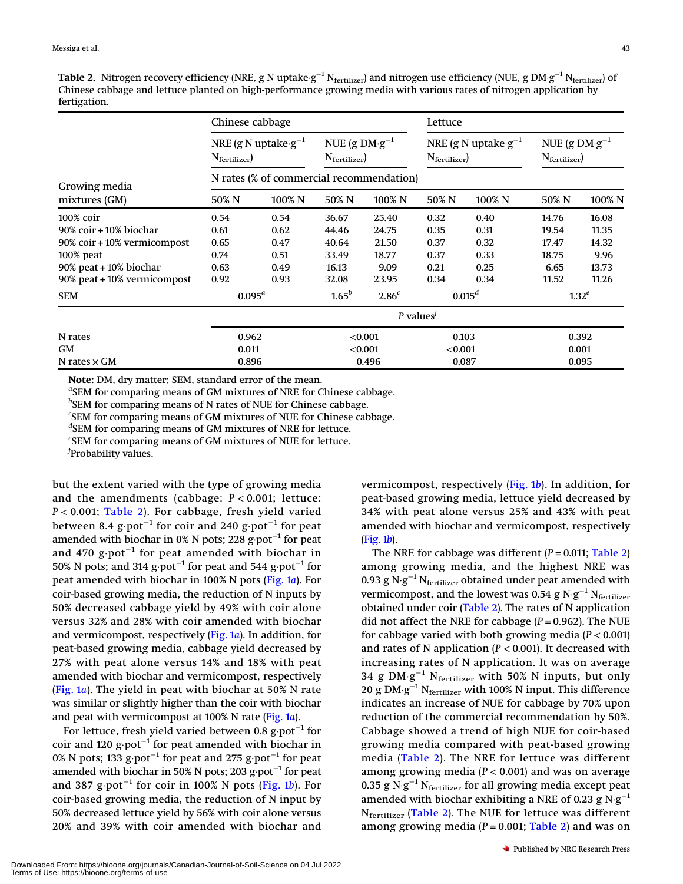**Table 2.** Nitrogen recovery efficiency (NRE, g N uptake·g$^{-1}$ $N_{fertilizer}$) and nitrogen use efficiency (NUE, g DM·g$^{-1}$ $N_{fertilizer}$) of Chinese cabbage and lettuce planted on high-performance growing media with various rates of nitrogen application by fertigation.

| | Chinese cabbage | | | | Lettuce | | | |
|---|---|---|---|---|---|---|---|---|
| | NRE (g N uptake·g$^{-1}$ $N_{fertilizer}$) | | NUE (g DM·g$^{-1}$ $N_{fertilizer}$) | | NRE (g N uptake·g$^{-1}$ $N_{fertilizer}$) | | NUE (g DM·g$^{-1}$ $N_{fertilizer}$) | |
| | N rates (% of commercial recommendation) | | | | | | | |
| Growing media mixtures (GM) | 50% N | 100% N | 50% N | 100% N | 50% N | 100% N | 50% N | 100% N |
| 100% coir | 0.54 | 0.54 | 36.67 | 25.40 | 0.32 | 0.40 | 14.76 | 16.08 |
| 90% coir + 10% biochar | 0.61 | 0.62 | 44.46 | 24.75 | 0.35 | 0.31 | 19.54 | 11.35 |
| 90% coir + 10% vermicompost | 0.65 | 0.47 | 40.64 | 21.50 | 0.37 | 0.32 | 17.47 | 14.32 |
| 100% peat | 0.74 | 0.51 | 33.49 | 18.77 | 0.37 | 0.33 | 18.75 | 9.96 |
| 90% peat + 10% biochar | 0.63 | 0.49 | 16.13 | 9.09 | 0.21 | 0.25 | 6.65 | 13.73 |
| 90% peat + 10% vermicompost | 0.92 | 0.93 | 32.08 | 23.95 | 0.34 | 0.34 | 11.52 | 11.26 |
| SEM | 0.095[a] | | 1.65[b] | 2.86[c] | 0.015[d] | | 1.32[e] | |
| | *P* values[f] | | | | | | | |
| N rates | 0.962 | | <0.001 | | 0.103 | | 0.392 | |
| GM | 0.011 | | <0.001 | | <0.001 | | 0.001 | |
| N rates × GM | 0.896 | | 0.496 | | 0.087 | | 0.095 | |

**Note:** DM, dry matter; SEM, standard error of the mean.
[a]SEM for comparing means of GM mixtures of NRE for Chinese cabbage.
[b]SEM for comparing means of N rates of NUE for Chinese cabbage.
[c]SEM for comparing means of GM mixtures of NUE for Chinese cabbage.
[d]SEM for comparing means of GM mixtures of NRE for lettuce.
[e]SEM for comparing means of GM mixtures of NUE for lettuce.
[f]Probability values.

but the extent varied with the type of growing media and the amendments (cabbage: $P < 0.001$; lettuce: $P < 0.001$; Table 2). For cabbage, fresh yield varied between 8.4 g·pot$^{-1}$ for coir and 240 g·pot$^{-1}$ for peat amended with biochar in 0% N pots; 228 g·pot$^{-1}$ for peat and 470 g·pot$^{-1}$ for peat amended with biochar in 50% N pots; and 314 g·pot$^{-1}$ for peat and 544 g·pot$^{-1}$ for peat amended with biochar in 100% N pots (Fig. 1*a*). For coir-based growing media, the reduction of N inputs by 50% decreased cabbage yield by 49% with coir alone versus 32% and 28% with coir amended with biochar and vermicompost, respectively (Fig. 1*a*). In addition, for peat-based growing media, cabbage yield decreased by 27% with peat alone versus 14% and 18% with peat amended with biochar and vermicompost, respectively (Fig. 1*a*). The yield in peat with biochar at 50% N rate was similar or slightly higher than the coir with biochar and peat with vermicompost at 100% N rate (Fig. 1*a*).

For lettuce, fresh yield varied between 0.8 g·pot$^{-1}$ for coir and 120 g·pot$^{-1}$ for peat amended with biochar in 0% N pots; 133 g·pot$^{-1}$ for peat and 275 g·pot$^{-1}$ for peat amended with biochar in 50% N pots; 203 g·pot$^{-1}$ for peat and 387 g·pot$^{-1}$ for coir in 100% N pots (Fig. 1*b*). For coir-based growing media, the reduction of N input by 50% decreased lettuce yield by 56% with coir alone versus 20% and 39% with coir amended with biochar and vermicompost, respectively (Fig. 1*b*). In addition, for peat-based growing media, lettuce yield decreased by 34% with peat alone versus 25% and 43% with peat amended with biochar and vermicompost, respectively (Fig. 1*b*).

The NRE for cabbage was different ($P = 0.011$; Table 2) among growing media, and the highest NRE was 0.93 g N·g$^{-1}$ $N_{fertilizer}$ obtained under peat amended with vermicompost, and the lowest was 0.54 g N·g$^{-1}$ $N_{fertilizer}$ obtained under coir (Table 2). The rates of N application did not affect the NRE for cabbage ($P = 0.962$). The NUE for cabbage varied with both growing media ($P < 0.001$) and rates of N application ($P < 0.001$). It decreased with increasing rates of N application. It was on average 34 g DM·g$^{-1}$ $N_{fertilizer}$ with 50% N inputs, but only 20 g DM·g$^{-1}$ $N_{fertilizer}$ with 100% N input. This difference indicates an increase of NUE for cabbage by 70% upon reduction of the commercial recommendation by 50%. Cabbage showed a trend of high NUE for coir-based growing media compared with peat-based growing media (Table 2). The NRE for lettuce was different among growing media ($P < 0.001$) and was on average 0.35 g N·g$^{-1}$ $N_{fertilizer}$ for all growing media except peat amended with biochar exhibiting a NRE of 0.23 g N·g$^{-1}$ $N_{fertilizer}$ (Table 2). The NUE for lettuce was different among growing media ($P = 0.001$; Table 2) and was on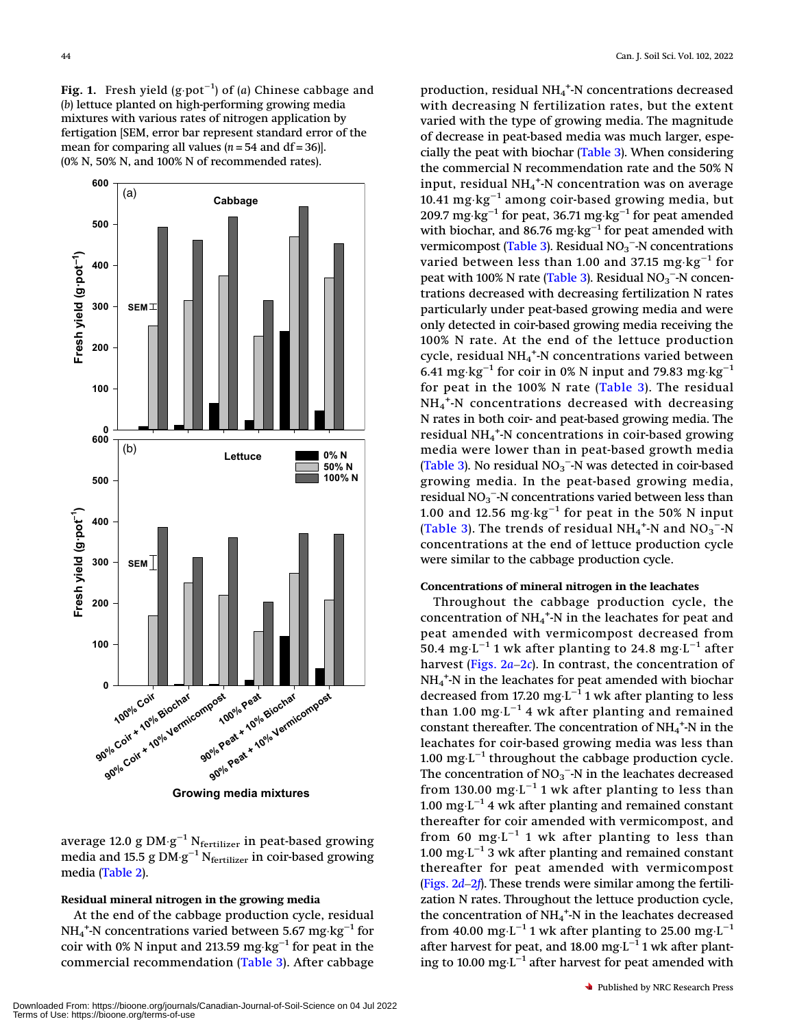**Fig. 1.** Fresh yield (g·pot$^{-1}$) of (*a*) Chinese cabbage and (*b*) lettuce planted on high-performing growing media mixtures with various rates of nitrogen application by fertigation [SEM, error bar represent standard error of the mean for comparing all values ($n = 54$ and df = 36)]. (0% N, 50% N, and 100% N of recommended rates).

average 12.0 g DM·g$^{-1}$ N$_{\text{fertilizer}}$ in peat-based growing media and 15.5 g DM·g$^{-1}$ N$_{\text{fertilizer}}$ in coir-based growing media (Table 2).

### Residual mineral nitrogen in the growing media

At the end of the cabbage production cycle, residual $NH_4^+$-N concentrations varied between 5.67 mg·kg$^{-1}$ for coir with 0% N input and 213.59 mg·kg$^{-1}$ for peat in the commercial recommendation (Table 3). After cabbage production, residual $NH_4^+$-N concentrations decreased with decreasing N fertilization rates, but the extent varied with the type of growing media. The magnitude of decrease in peat-based media was much larger, especially the peat with biochar (Table 3). When considering the commercial N recommendation rate and the 50% N input, residual $NH_4^+$-N concentration was on average 10.41 mg·kg$^{-1}$ among coir-based growing media, but 209.7 mg·kg$^{-1}$ for peat, 36.71 mg·kg$^{-1}$ for peat amended with biochar, and 86.76 mg·kg$^{-1}$ for peat amended with vermicompost (Table 3). Residual $NO_3^-$-N concentrations varied between less than 1.00 and 37.15 mg·kg$^{-1}$ for peat with 100% N rate (Table 3). Residual $NO_3^-$-N concentrations decreased with decreasing fertilization N rates particularly under peat-based growing media and were only detected in coir-based growing media receiving the 100% N rate. At the end of the lettuce production cycle, residual $NH_4^+$-N concentrations varied between 6.41 mg·kg$^{-1}$ for coir in 0% N input and 79.83 mg·kg$^{-1}$ for peat in the 100% N rate (Table 3). The residual $NH_4^+$-N concentrations decreased with decreasing N rates in both coir- and peat-based growing media. The residual $NH_4^+$-N concentrations in coir-based growing media were lower than in peat-based growth media (Table 3). No residual $NO_3^-$-N was detected in coir-based growing media. In the peat-based growing media, residual $NO_3^-$-N concentrations varied between less than 1.00 and 12.56 mg·kg$^{-1}$ for peat in the 50% N input (Table 3). The trends of residual $NH_4^+$-N and $NO_3^-$-N concentrations at the end of lettuce production cycle were similar to the cabbage production cycle.

### Concentrations of mineral nitrogen in the leachates

Throughout the cabbage production cycle, the concentration of $NH_4^+$-N in the leachates for peat and peat amended with vermicompost decreased from 50.4 mg·L$^{-1}$ 1 wk after planting to 24.8 mg·L$^{-1}$ after harvest (Figs. 2*a*–2*c*). In contrast, the concentration of $NH_4^+$-N in the leachates for peat amended with biochar decreased from 17.20 mg·L$^{-1}$ 1 wk after planting to less than 1.00 mg·L$^{-1}$ 4 wk after planting and remained constant thereafter. The concentration of $NH_4^+$-N in the leachates for coir-based growing media was less than 1.00 mg·L$^{-1}$ throughout the cabbage production cycle. The concentration of $NO_3^-$-N in the leachates decreased from 130.00 mg·L$^{-1}$ 1 wk after planting to less than 1.00 mg·L$^{-1}$ 4 wk after planting and remained constant thereafter for coir amended with vermicompost, and from 60 mg·L$^{-1}$ 1 wk after planting to less than 1.00 mg·L$^{-1}$ 3 wk after planting and remained constant thereafter for peat amended with vermicompost (Figs. 2*d*–2*f*). These trends were similar among the fertilization N rates. Throughout the lettuce production cycle, the concentration of $NH_4^+$-N in the leachates decreased from 40.00 mg·L$^{-1}$ 1 wk after planting to 25.00 mg·L$^{-1}$ after harvest for peat, and 18.00 mg·L$^{-1}$ 1 wk after planting to 10.00 mg·L$^{-1}$ after harvest for peat amended with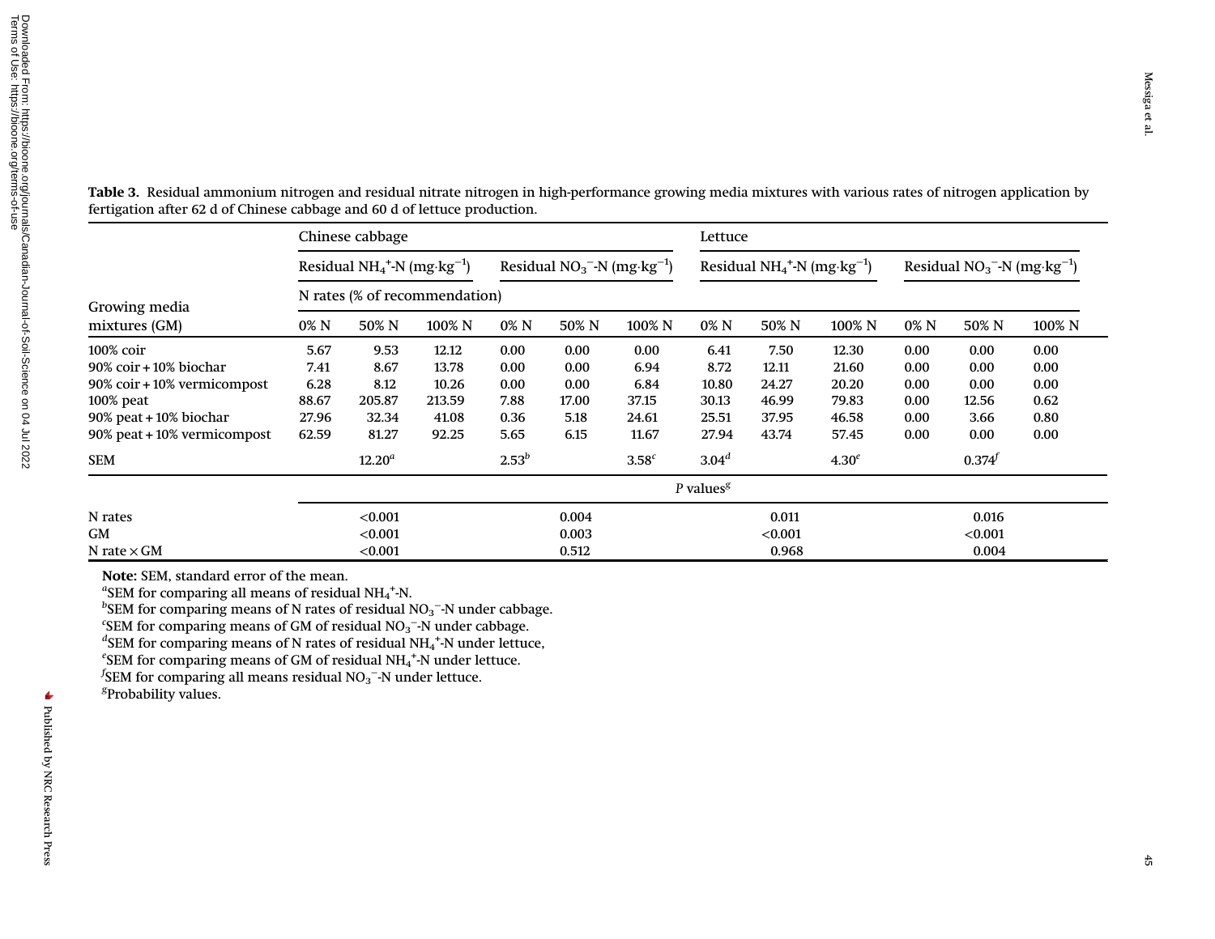**Table 3.** Residual ammonium nitrogen and residual nitrate nitrogen in high-performance growing media mixtures with various rates of nitrogen application by fertigation after 62 d of Chinese cabbage and 60 d of lettuce production.

| Growing media mixtures (GM) | Chinese cabbage | | | | | | Lettuce | | | | | |
|---|---|---|---|---|---|---|---|---|---|---|---|---|
| | Residual $NH_4^+$-N ($mg\cdot kg^{-1}$) | | | Residual $NO_3^-$-N ($mg\cdot kg^{-1}$) | | | Residual $NH_4^+$-N ($mg\cdot kg^{-1}$) | | | Residual $NO_3^-$-N ($mg\cdot kg^{-1}$) | | |
| | N rates (% of recommendation) | | | | | | | | | | | |
| | 0% N | 50% N | 100% N | 0% N | 50% N | 100% N | 0% N | 50% N | 100% N | 0% N | 50% N | 100% N |
| 100% coir | 5.67 | 9.53 | 12.12 | 0.00 | 0.00 | 0.00 | 6.41 | 7.50 | 12.30 | 0.00 | 0.00 | 0.00 |
| 90% coir + 10% biochar | 7.41 | 8.67 | 13.78 | 0.00 | 0.00 | 6.94 | 8.72 | 12.11 | 21.60 | 0.00 | 0.00 | 0.00 |
| 90% coir + 10% vermicompost | 6.28 | 8.12 | 10.26 | 0.00 | 0.00 | 6.84 | 10.80 | 24.27 | 20.20 | 0.00 | 0.00 | 0.00 |
| 100% peat | 88.67 | 205.87 | 213.59 | 7.88 | 17.00 | 37.15 | 30.13 | 46.99 | 79.83 | 0.00 | 12.56 | 0.62 |
| 90% peat + 10% biochar | 27.96 | 32.34 | 41.08 | 0.36 | 5.18 | 24.61 | 25.51 | 37.95 | 46.58 | 0.00 | 3.66 | 0.80 |
| 90% peat + 10% vermicompost | 62.59 | 81.27 | 92.25 | 5.65 | 6.15 | 11.67 | 27.94 | 43.74 | 57.45 | 0.00 | 0.00 | 0.00 |
| SEM | | 12.20[a] | | 2.53[b] | | 3.58[c] | 3.04[d] | | 4.30[e] | | 0.374[f] | |
| | *P* values[g] | | | | | | | | | | | |
| N rates | | <0.001 | | | 0.004 | | | 0.011 | | | 0.016 | |
| GM | | <0.001 | | | 0.003 | | | <0.001 | | | <0.001 | |
| N rate × GM | | <0.001 | | | 0.512 | | | 0.968 | | | 0.004 | |

**Note:** SEM, standard error of the mean.
[a]SEM for comparing all means of residual $NH_4^+$-N.
[b]SEM for comparing means of N rates of residual $NO_3^-$-N under cabbage.
[c]SEM for comparing means of GM of residual $NO_3^-$-N under cabbage.
[d]SEM for comparing means of N rates of residual $NH_4^+$-N under lettuce,
[e]SEM for comparing means of GM of residual $NH_4^+$-N under lettuce.
[f]SEM for comparing all means residual $NO_3^-$-N under lettuce.
[g]Probability values.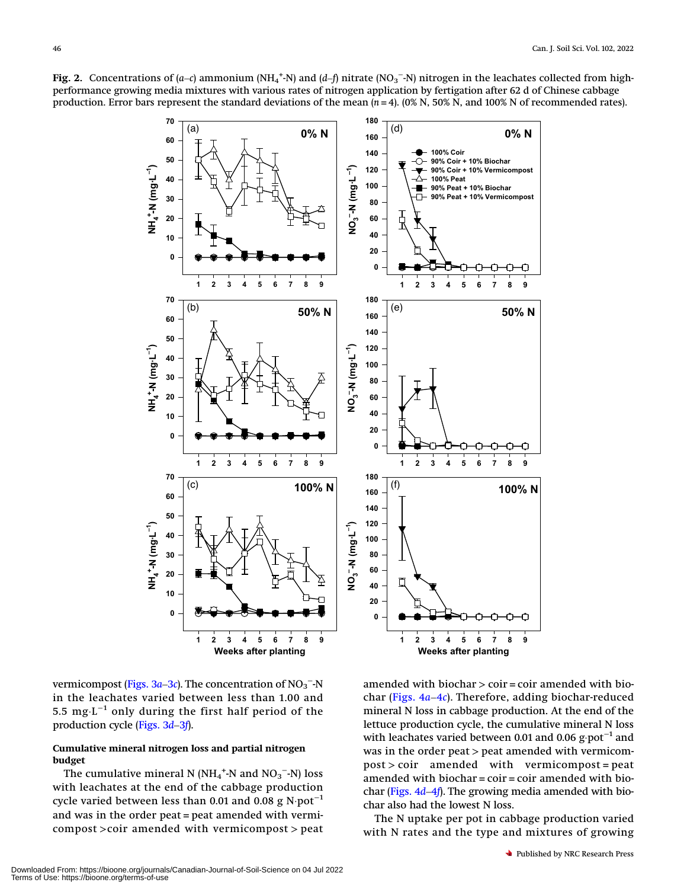**Fig. 2.** Concentrations of (*a*–*c*) ammonium ($NH_4^+$-N) and (*d*–*f*) nitrate ($NO_3^-$-N) nitrogen in the leachates collected from high-performance growing media mixtures with various rates of nitrogen application by fertigation after 62 d of Chinese cabbage production. Error bars represent the standard deviations of the mean (*n* = 4). (0% N, 50% N, and 100% N of recommended rates).

vermicompost (Figs. 3*a*–3*c*). The concentration of $NO_3^-$-N in the leachates varied between less than 1.00 and 5.5 $mg \cdot L^{-1}$ only during the first half period of the production cycle (Figs. 3*d*–3*f*).

**Cumulative mineral nitrogen loss and partial nitrogen budget**

The cumulative mineral N ($NH_4^+$-N and $NO_3^-$-N) loss with leachates at the end of the cabbage production cycle varied between less than 0.01 and 0.08 g $N \cdot pot^{-1}$ and was in the order peat = peat amended with vermicompost > coir amended with vermicompost > peat amended with biochar > coir = coir amended with biochar (Figs. 4*a*–4*c*). Therefore, adding biochar-reduced mineral N loss in cabbage production. At the end of the lettuce production cycle, the cumulative mineral N loss with leachates varied between 0.01 and 0.06 $g \cdot pot^{-1}$ and was in the order peat > peat amended with vermicompost > coir amended with vermicompost = peat amended with biochar = coir = coir amended with biochar (Figs. 4*d*–4*f*). The growing media amended with biochar also had the lowest N loss.

The N uptake per pot in cabbage production varied with N rates and the type and mixtures of growing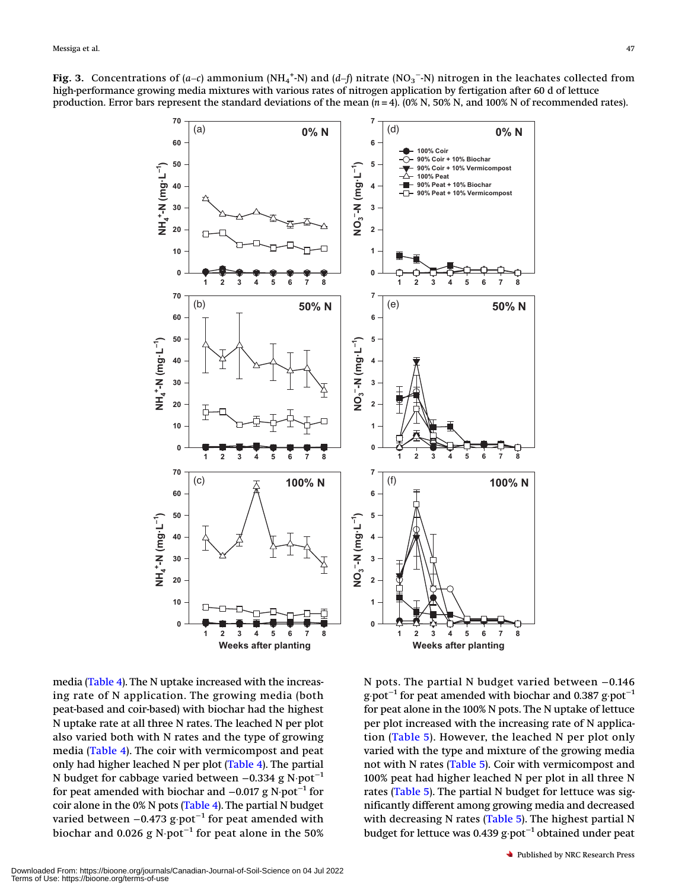**Fig. 3.** Concentrations of (*a*–*c*) ammonium ($NH_4^+$-N) and (*d*–*f*) nitrate ($NO_3^-$-N) nitrogen in the leachates collected from high-performance growing media mixtures with various rates of nitrogen application by fertigation after 60 d of lettuce production. Error bars represent the standard deviations of the mean ($n = 4$). (0% N, 50% N, and 100% N of recommended rates).

media (Table 4). The N uptake increased with the increasing rate of N application. The growing media (both peat-based and coir-based) with biochar had the highest N uptake rate at all three N rates. The leached N per plot also varied both with N rates and the type of growing media (Table 4). The coir with vermicompost and peat only had higher leached N per plot (Table 4). The partial N budget for cabbage varied between −0.334 g N·pot$^{-1}$ for peat amended with biochar and −0.017 g N·pot$^{-1}$ for coir alone in the 0% N pots (Table 4). The partial N budget varied between −0.473 g·pot$^{-1}$ for peat amended with biochar and 0.026 g N·pot$^{-1}$ for peat alone in the 50% N pots. The partial N budget varied between −0.146 g·pot$^{-1}$ for peat amended with biochar and 0.387 g·pot$^{-1}$ for peat alone in the 100% N pots. The N uptake of lettuce per plot increased with the increasing rate of N application (Table 5). However, the leached N per plot only varied with the type and mixture of the growing media not with N rates (Table 5). Coir with vermicompost and 100% peat had higher leached N per plot in all three N rates (Table 5). The partial N budget for lettuce was significantly different among growing media and decreased with decreasing N rates (Table 5). The highest partial N budget for lettuce was 0.439 g·pot$^{-1}$ obtained under peat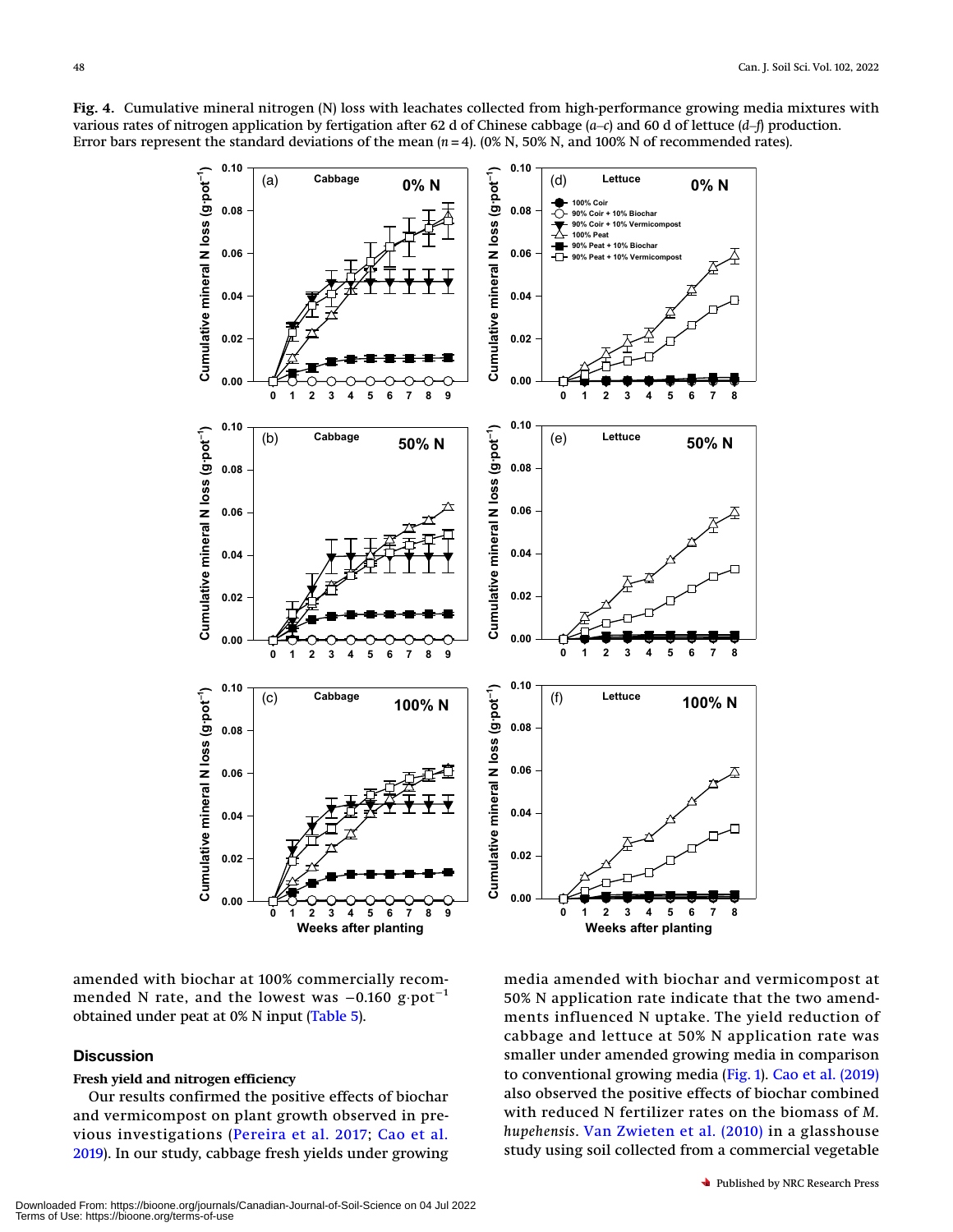**Fig. 4.** Cumulative mineral nitrogen (N) loss with leachates collected from high-performance growing media mixtures with various rates of nitrogen application by fertigation after 62 d of Chinese cabbage (*a*–*c*) and 60 d of lettuce (*d*–*f*) production. Error bars represent the standard deviations of the mean ($n = 4$). (0% N, 50% N, and 100% N of recommended rates).

amended with biochar at 100% commercially recommended N rate, and the lowest was −0.160 g·pot$^{-1}$ obtained under peat at 0% N input (Table 5).

## Discussion

### Fresh yield and nitrogen efficiency

Our results confirmed the positive effects of biochar and vermicompost on plant growth observed in previous investigations (Pereira et al. 2017; Cao et al. 2019). In our study, cabbage fresh yields under growing media amended with biochar and vermicompost at 50% N application rate indicate that the two amendments influenced N uptake. The yield reduction of cabbage and lettuce at 50% N application rate was smaller under amended growing media in comparison to conventional growing media (Fig. 1). Cao et al. (2019) also observed the positive effects of biochar combined with reduced N fertilizer rates on the biomass of *M. hupehensis*. Van Zwieten et al. (2010) in a glasshouse study using soil collected from a commercial vegetable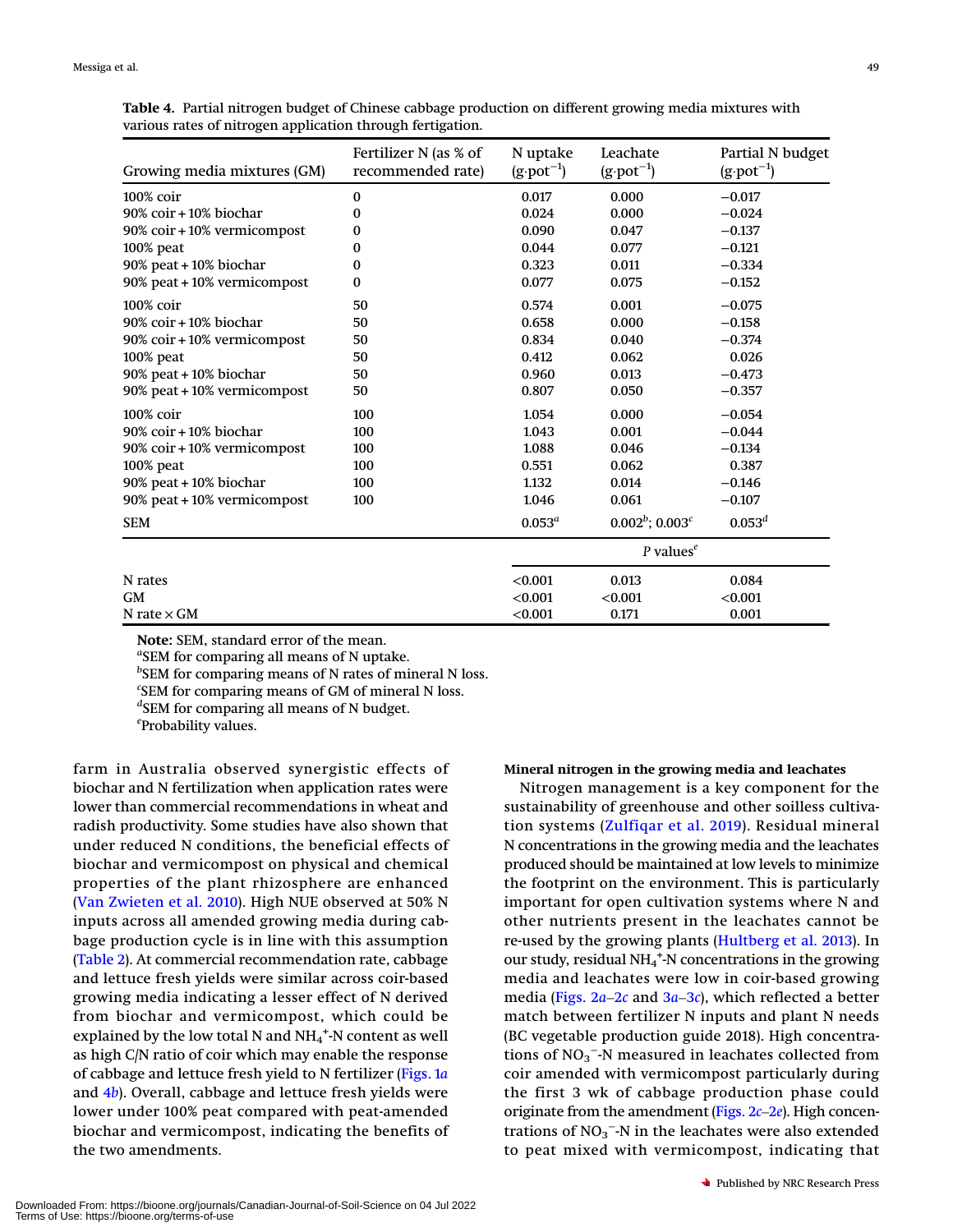**Table 4.** Partial nitrogen budget of Chinese cabbage production on different growing media mixtures with various rates of nitrogen application through fertigation.

| Growing media mixtures (GM) | Fertilizer N (as % of recommended rate) | N uptake ($g \cdot pot^{-1}$) | Leachate ($g \cdot pot^{-1}$) | Partial N budget ($g \cdot pot^{-1}$) |
|---|---|---|---|---|
| 100% coir | 0 | 0.017 | 0.000 | −0.017 |
| 90% coir + 10% biochar | 0 | 0.024 | 0.000 | −0.024 |
| 90% coir + 10% vermicompost | 0 | 0.090 | 0.047 | −0.137 |
| 100% peat | 0 | 0.044 | 0.077 | −0.121 |
| 90% peat + 10% biochar | 0 | 0.323 | 0.011 | −0.334 |
| 90% peat + 10% vermicompost | 0 | 0.077 | 0.075 | −0.152 |
| 100% coir | 50 | 0.574 | 0.001 | −0.075 |
| 90% coir + 10% biochar | 50 | 0.658 | 0.000 | −0.158 |
| 90% coir + 10% vermicompost | 50 | 0.834 | 0.040 | −0.374 |
| 100% peat | 50 | 0.412 | 0.062 | 0.026 |
| 90% peat + 10% biochar | 50 | 0.960 | 0.013 | −0.473 |
| 90% peat + 10% vermicompost | 50 | 0.807 | 0.050 | −0.357 |
| 100% coir | 100 | 1.054 | 0.000 | −0.054 |
| 90% coir + 10% biochar | 100 | 1.043 | 0.001 | −0.044 |
| 90% coir + 10% vermicompost | 100 | 1.088 | 0.046 | −0.134 |
| 100% peat | 100 | 0.551 | 0.062 | 0.387 |
| 90% peat + 10% biochar | 100 | 1.132 | 0.014 | −0.146 |
| 90% peat + 10% vermicompost | 100 | 1.046 | 0.061 | −0.107 |
| SEM | | 0.053[a] | 0.002[b]; 0.003[c] | 0.053[d] |
| | | *P* values[e] | | |
| N rates | | <0.001 | 0.013 | 0.084 |
| GM | | <0.001 | <0.001 | <0.001 |
| N rate × GM | | <0.001 | 0.171 | 0.001 |

**Note:** SEM, standard error of the mean.
[a]SEM for comparing all means of N uptake.
[b]SEM for comparing means of N rates of mineral N loss.
[c]SEM for comparing means of GM of mineral N loss.
[d]SEM for comparing all means of N budget.
[e]Probability values.

farm in Australia observed synergistic effects of biochar and N fertilization when application rates were lower than commercial recommendations in wheat and radish productivity. Some studies have also shown that under reduced N conditions, the beneficial effects of biochar and vermicompost on physical and chemical properties of the plant rhizosphere are enhanced (Van Zwieten et al. 2010). High NUE observed at 50% N inputs across all amended growing media during cabbage production cycle is in line with this assumption (Table 2). At commercial recommendation rate, cabbage and lettuce fresh yields were similar across coir-based growing media indicating a lesser effect of N derived from biochar and vermicompost, which could be explained by the low total N and $NH_4^+$-N content as well as high C/N ratio of coir which may enable the response of cabbage and lettuce fresh yield to N fertilizer (Figs. 1*a* and 4*b*). Overall, cabbage and lettuce fresh yields were lower under 100% peat compared with peat-amended biochar and vermicompost, indicating the benefits of the two amendments.

#### Mineral nitrogen in the growing media and leachates

Nitrogen management is a key component for the sustainability of greenhouse and other soilless cultivation systems (Zulfiqar et al. 2019). Residual mineral N concentrations in the growing media and the leachates produced should be maintained at low levels to minimize the footprint on the environment. This is particularly important for open cultivation systems where N and other nutrients present in the leachates cannot be re-used by the growing plants (Hultberg et al. 2013). In our study, residual $NH_4^+$-N concentrations in the growing media and leachates were low in coir-based growing media (Figs. 2*a*–2*c* and 3*a*–3*c*), which reflected a better match between fertilizer N inputs and plant N needs (BC vegetable production guide 2018). High concentrations of $NO_3^-$-N measured in leachates collected from coir amended with vermicompost particularly during the first 3 wk of cabbage production phase could originate from the amendment (Figs. 2*c*–2*e*). High concentrations of $NO_3^-$-N in the leachates were also extended to peat mixed with vermicompost, indicating that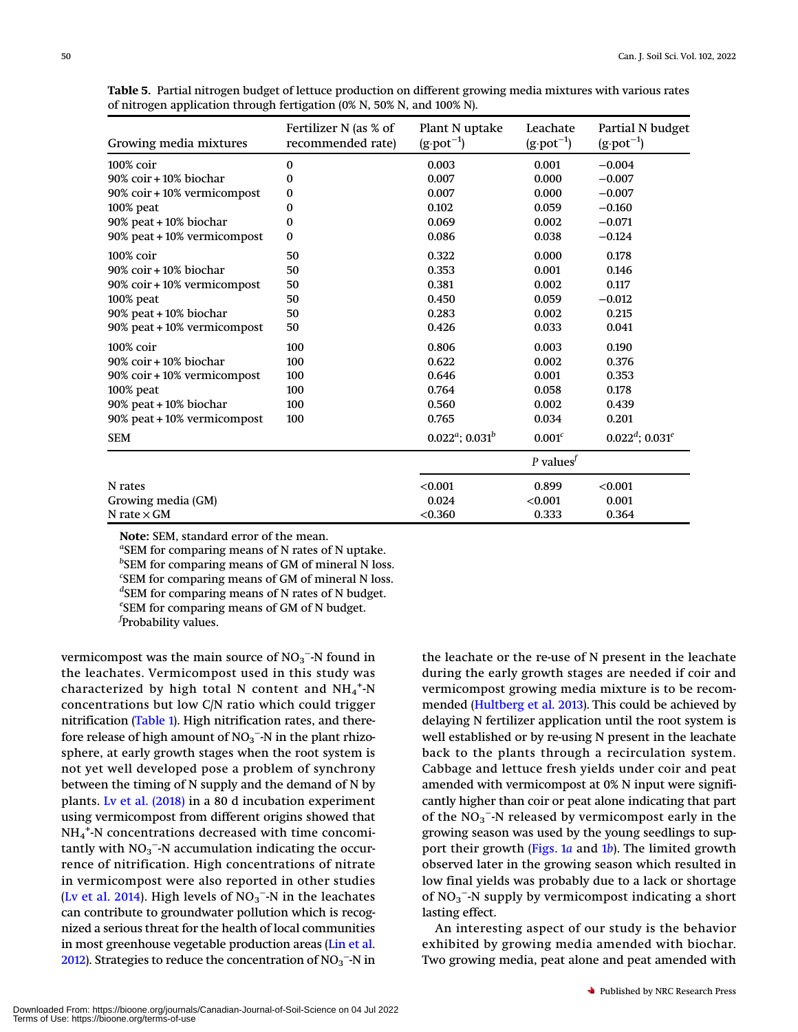**Table 5.** Partial nitrogen budget of lettuce production on different growing media mixtures with various rates of nitrogen application through fertigation (0% N, 50% N, and 100% N).

| Growing media mixtures | Fertilizer N (as % of recommended rate) | Plant N uptake ($g \cdot pot^{-1}$) | Leachate ($g \cdot pot^{-1}$) | Partial N budget ($g \cdot pot^{-1}$) |
|---|---|---|---|---|
| 100% coir | 0 | 0.003 | 0.001 | −0.004 |
| 90% coir + 10% biochar | 0 | 0.007 | 0.000 | −0.007 |
| 90% coir + 10% vermicompost | 0 | 0.007 | 0.000 | −0.007 |
| 100% peat | 0 | 0.102 | 0.059 | −0.160 |
| 90% peat + 10% biochar | 0 | 0.069 | 0.002 | −0.071 |
| 90% peat + 10% vermicompost | 0 | 0.086 | 0.038 | −0.124 |
| 100% coir | 50 | 0.322 | 0.000 | 0.178 |
| 90% coir + 10% biochar | 50 | 0.353 | 0.001 | 0.146 |
| 90% coir + 10% vermicompost | 50 | 0.381 | 0.002 | 0.117 |
| 100% peat | 50 | 0.450 | 0.059 | −0.012 |
| 90% peat + 10% biochar | 50 | 0.283 | 0.002 | 0.215 |
| 90% peat + 10% vermicompost | 50 | 0.426 | 0.033 | 0.041 |
| 100% coir | 100 | 0.806 | 0.003 | 0.190 |
| 90% coir + 10% biochar | 100 | 0.622 | 0.002 | 0.376 |
| 90% coir + 10% vermicompost | 100 | 0.646 | 0.001 | 0.353 |
| 100% peat | 100 | 0.764 | 0.058 | 0.178 |
| 90% peat + 10% biochar | 100 | 0.560 | 0.002 | 0.439 |
| 90% peat + 10% vermicompost | 100 | 0.765 | 0.034 | 0.201 |
| SEM | | 0.022[a]; 0.031[b] | 0.001[c] | 0.022[d]; 0.031[e] |
| | | *P* values[f] | | |
| N rates | | <0.001 | 0.899 | <0.001 |
| Growing media (GM) | | 0.024 | <0.001 | 0.001 |
| N rate × GM | | <0.360 | 0.333 | 0.364 |

**Note:** SEM, standard error of the mean.
[a]SEM for comparing means of N rates of N uptake.
[b]SEM for comparing means of GM of mineral N loss.
[c]SEM for comparing means of GM of mineral N loss.
[d]SEM for comparing means of N rates of N budget.
[e]SEM for comparing means of GM of N budget.
[f]Probability values.

vermicompost was the main source of $NO_3^-$-N found in the leachates. Vermicompost used in this study was characterized by high total N content and $NH_4^+$-N concentrations but low C/N ratio which could trigger nitrification (Table 1). High nitrification rates, and therefore release of high amount of $NO_3^-$-N in the plant rhizosphere, at early growth stages when the root system is not yet well developed pose a problem of synchrony between the timing of N supply and the demand of N by plants. Lv et al. (2018) in a 80 d incubation experiment using vermicompost from different origins showed that $NH_4^+$-N concentrations decreased with time concomitantly with $NO_3^-$-N accumulation indicating the occurrence of nitrification. High concentrations of nitrate in vermicompost were also reported in other studies (Lv et al. 2014). High levels of $NO_3^-$-N in the leachates can contribute to groundwater pollution which is recognized a serious threat for the health of local communities in most greenhouse vegetable production areas (Lin et al. 2012). Strategies to reduce the concentration of $NO_3^-$-N in the leachate or the re-use of N present in the leachate during the early growth stages are needed if coir and vermicompost growing media mixture is to be recommended (Hultberg et al. 2013). This could be achieved by delaying N fertilizer application until the root system is well established or by re-using N present in the leachate back to the plants through a recirculation system. Cabbage and lettuce fresh yields under coir and peat amended with vermicompost at 0% N input were significantly higher than coir or peat alone indicating that part of the $NO_3^-$-N released by vermicompost early in the growing season was used by the young seedlings to support their growth (Figs. 1*a* and 1*b*). The limited growth observed later in the growing season which resulted in low final yields was probably due to a lack or shortage of $NO_3^-$-N supply by vermicompost indicating a short lasting effect.

An interesting aspect of our study is the behavior exhibited by growing media amended with biochar. Two growing media, peat alone and peat amended with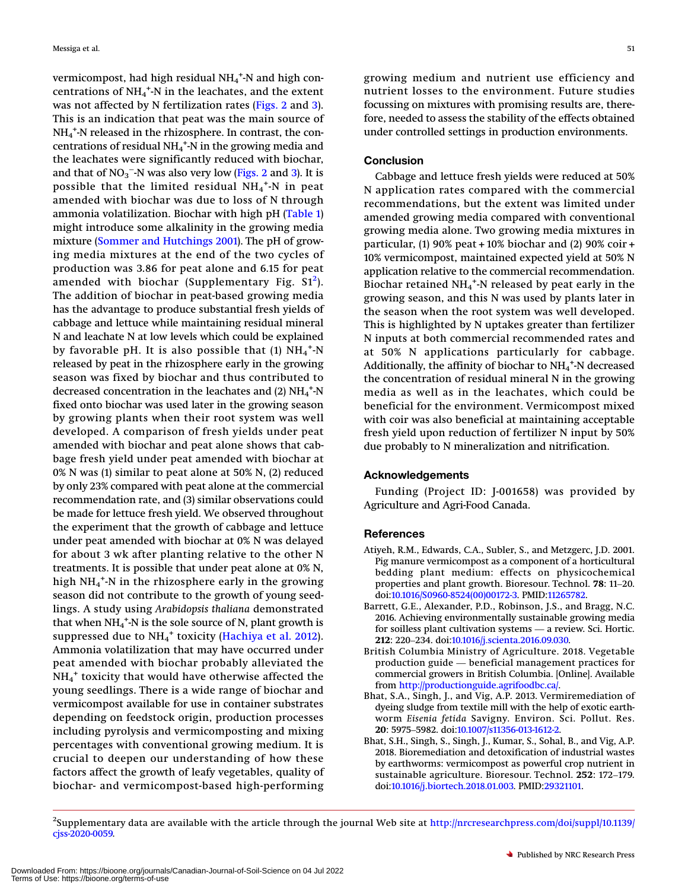vermicompost, had high residual $NH_4^+$-N and high concentrations of $NH_4^+$-N in the leachates, and the extent was not affected by N fertilization rates (Figs. 2 and 3). This is an indication that peat was the main source of $NH_4^+$-N released in the rhizosphere. In contrast, the concentrations of residual $NH_4^+$-N in the growing media and the leachates were significantly reduced with biochar, and that of $NO_3^-$-N was also very low (Figs. 2 and 3). It is possible that the limited residual $NH_4^+$-N in peat amended with biochar was due to loss of N through ammonia volatilization. Biochar with high pH (Table 1) might introduce some alkalinity in the growing media mixture (Sommer and Hutchings 2001). The pH of growing media mixtures at the end of the two cycles of production was 3.86 for peat alone and 6.15 for peat amended with biochar (Supplementary Fig. S1[2]). The addition of biochar in peat-based growing media has the advantage to produce substantial fresh yields of cabbage and lettuce while maintaining residual mineral N and leachate N at low levels which could be explained by favorable pH. It is also possible that (1) $NH_4^+$-N released by peat in the rhizosphere early in the growing season was fixed by biochar and thus contributed to decreased concentration in the leachates and (2) $NH_4^+$-N fixed onto biochar was used later in the growing season by growing plants when their root system was well developed. A comparison of fresh yields under peat amended with biochar and peat alone shows that cabbage fresh yield under peat amended with biochar at 0% N was (1) similar to peat alone at 50% N, (2) reduced by only 23% compared with peat alone at the commercial recommendation rate, and (3) similar observations could be made for lettuce fresh yield. We observed throughout the experiment that the growth of cabbage and lettuce under peat amended with biochar at 0% N was delayed for about 3 wk after planting relative to the other N treatments. It is possible that under peat alone at 0% N, high $NH_4^+$-N in the rhizosphere early in the growing season did not contribute to the growth of young seedlings. A study using *Arabidopsis thaliana* demonstrated that when $NH_4^+$-N is the sole source of N, plant growth is suppressed due to $NH_4^+$ toxicity (Hachiya et al. 2012). Ammonia volatilization that may have occurred under peat amended with biochar probably alleviated the $NH_4^+$ toxicity that would have otherwise affected the young seedlings. There is a wide range of biochar and vermicompost available for use in container substrates depending on feedstock origin, production processes including pyrolysis and vermicomposting and mixing percentages with conventional growing medium. It is crucial to deepen our understanding of how these factors affect the growth of leafy vegetables, quality of biochar- and vermicompost-based high-performing growing medium and nutrient use efficiency and nutrient losses to the environment. Future studies focussing on mixtures with promising results are, therefore, needed to assess the stability of the effects obtained under controlled settings in production environments.

## Conclusion

Cabbage and lettuce fresh yields were reduced at 50% N application rates compared with the commercial recommendations, but the extent was limited under amended growing media compared with conventional growing media alone. Two growing media mixtures in particular, (1) 90% peat + 10% biochar and (2) 90% coir + 10% vermicompost, maintained expected yield at 50% N application relative to the commercial recommendation. Biochar retained $NH_4^+$-N released by peat early in the growing season, and this N was used by plants later in the season when the root system was well developed. This is highlighted by N uptakes greater than fertilizer N inputs at both commercial recommended rates and at 50% N applications particularly for cabbage. Additionally, the affinity of biochar to $NH_4^+$-N decreased the concentration of residual mineral N in the growing media as well as in the leachates, which could be beneficial for the environment. Vermicompost mixed with coir was also beneficial at maintaining acceptable fresh yield upon reduction of fertilizer N input by 50% due probably to N mineralization and nitrification.

## Acknowledgements

Funding (Project ID: J-001658) was provided by Agriculture and Agri-Food Canada.

## References

Atiyeh, R.M., Edwards, C.A., Subler, S., and Metzgerc, J.D. 2001. Pig manure vermicompost as a component of a horticultural bedding plant medium: effects on physicochemical properties and plant growth. Bioresour. Technol. **78**: 11–20. doi:10.1016/S0960-8524(00)00172-3. PMID:11265782.

Barrett, G.E., Alexander, P.D., Robinson, J.S., and Bragg, N.C. 2016. Achieving environmentally sustainable growing media for soilless plant cultivation systems — a review. Sci. Hortic. **212**: 220–234. doi:10.1016/j.scienta.2016.09.030.

British Columbia Ministry of Agriculture. 2018. Vegetable production guide — beneficial management practices for commercial growers in British Columbia. [Online]. Available from http://productionguide.agrifoodbc.ca/.

Bhat, S.A., Singh, J., and Vig, A.P. 2013. Vermiremediation of dyeing sludge from textile mill with the help of exotic earthworm *Eisenia fetida* Savigny. Environ. Sci. Pollut. Res. **20**: 5975–5982. doi:10.1007/s11356-013-1612-2.

Bhat, S.H., Singh, S., Singh, J., Kumar, S., Sohal, B., and Vig, A.P. 2018. Bioremediation and detoxification of industrial wastes by earthworms: vermicompost as powerful crop nutrient in sustainable agriculture. Bioresour. Technol. **252**: 172–179. doi:10.1016/j.biortech.2018.01.003. PMID:29321101.

[2]Supplementary data are available with the article through the journal Web site at http://nrcresearchpress.com/doi/suppl/10.1139/cjss-2020-0059.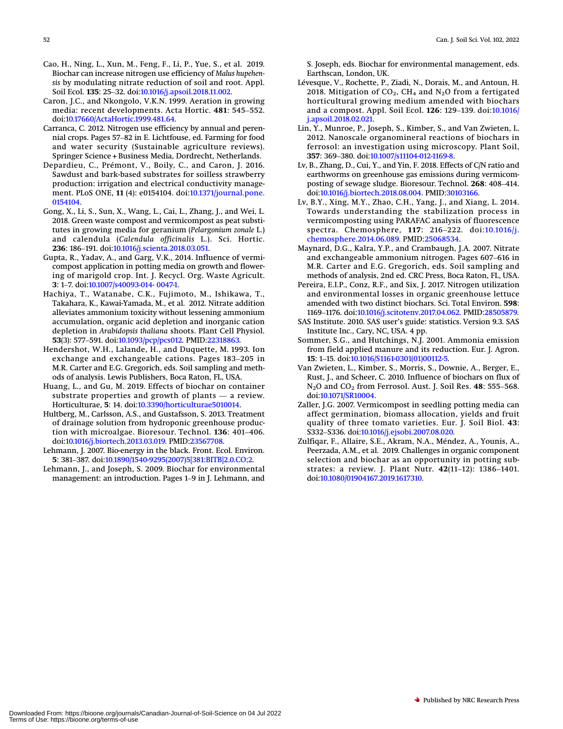Cao, H., Ning, L., Xun, M., Feng, F., Li, P., Yue, S., et al. 2019. Biochar can increase nitrogen use efficiency of *Malus hupehensis* by modulating nitrate reduction of soil and root. Appl. Soil Ecol. **135**: 25–32. doi:10.1016/j.apsoil.2018.11.002.

Caron, J.C., and Nkongolo, V.K.N. 1999. Aeration in growing media: recent developments. Acta Hortic. **481**: 545–552. doi:10.17660/ActaHortic.1999.481.64.

Carranca, C. 2012. Nitrogen use efficiency by annual and perennial crops. Pages 57–82 in E. Lichtfouse, ed. Farming for food and water security (Sustainable agriculture reviews). Springer Science + Business Media, Dordrecht, Netherlands.

Depardieu, C., Prémont, V., Boily, C., and Caron, J. 2016. Sawdust and bark-based substrates for soilless strawberry production: irrigation and electrical conductivity management. PLoS ONE, **11** (4): e0154104. doi:10.1371/journal.pone.0154104.

Gong, X., Li, S., Sun, X., Wang, L., Cai, L., Zhang, J., and Wei, L. 2018. Green waste compost and vermicompost as peat substitutes in growing media for geranium (*Pelargonium zonale* L.) and calendula (*Calendula officinalis* L.). Sci. Hortic. **236**: 186–191. doi:10.1016/j.scienta.2018.03.051.

Gupta, R., Yadav, A., and Garg, V.K., 2014. Influence of vermicompost application in potting media on growth and flowering of marigold crop. Int. J. Recycl. Org. Waste Agricult. **3**: 1–7. doi:10.1007/s40093-014- 0047-1.

Hachiya, T., Watanabe, C.K., Fujimoto, M., Ishikawa, T., Takahara, K., Kawai-Yamada, M., et al. 2012. Nitrate addition alleviates ammonium toxicity without lessening ammonium accumulation, organic acid depletion and inorganic cation depletion in *Arabidopsis thaliana* shoots. Plant Cell Physiol. **53**(3): 577–591. doi:10.1093/pcp/pcs012. PMID:22318863.

Hendershot, W.H., Lalande, H., and Duquette, M. 1993. Ion exchange and exchangeable cations. Pages 183–205 in M.R. Carter and E.G. Gregorich, eds. Soil sampling and methods of analysis. Lewis Publishers, Boca Raton, FL, USA.

Huang, L., and Gu, M. 2019. Effects of biochar on container substrate properties and growth of plants — a review. Horticulturae, **5**: 14. doi:10.3390/horticulturae5010014.

Hultberg, M., Carlsson, A.S., and Gustafsson, S. 2013. Treatment of drainage solution from hydroponic greenhouse production with microalgae. Bioresour. Technol. **136**: 401–406. doi:10.1016/j.biortech.2013.03.019. PMID:23567708.

Lehmann, J. 2007. Bio-energy in the black. Front. Ecol. Environ. **5**: 381–387. doi:10.1890/1540-9295(2007)5[381:BITB]2.0.CO;2.

Lehmann, J., and Joseph, S. 2009. Biochar for environmental management: an introduction. Pages 1–9 in J. Lehmann, and S. Joseph, eds. Biochar for environmental management, eds. Earthscan, London, UK.

Lévesque, V., Rochette, P., Ziadi, N., Dorais, M., and Antoun, H. 2018. Mitigation of $CO_2$, $CH_4$ and $N_2O$ from a fertigated horticultural growing medium amended with biochars and a compost. Appl. Soil Ecol. **126**: 129–139. doi:10.1016/j.apsoil.2018.02.021.

Lin, Y., Munroe, P., Joseph, S., Kimber, S., and Van Zwieten, L. 2012. Nanoscale organomineral reactions of biochars in ferrosol: an investigation using microscopy. Plant Soil, **357**: 369–380. doi:10.1007/s11104-012-1169-8.

Lv, B., Zhang, D., Cui, Y., and Yin, F. 2018. Effects of C/N ratio and earthworms on greenhouse gas emissions during vermicomposting of sewage sludge. Bioresour. Technol. **268**: 408–414. doi:10.1016/j.biortech.2018.08.004. PMID:30103166.

Lv, B.Y., Xing, M.Y., Zhao, C.H., Yang, J., and Xiang, L. 2014. Towards understanding the stabilization process in vermicomposting using PARAFAC analysis of fluorescence spectra. Chemosphere, **117**: 216–222. doi:10.1016/j.chemosphere.2014.06.089. PMID:25068534.

Maynard, D.G., Kalra, Y.P., and Crambaugh, J.A. 2007. Nitrate and exchangeable ammonium nitrogen. Pages 607–616 in M.R. Carter and E.G. Gregorich, eds. Soil sampling and methods of analysis, 2nd ed. CRC Press, Boca Raton, FL, USA.

Pereira, E.I.P., Conz, R.F., and Six, J. 2017. Nitrogen utilization and environmental losses in organic greenhouse lettuce amended with two distinct biochars. Sci. Total Environ. **598**: 1169–1176. doi:10.1016/j.scitotenv.2017.04.062. PMID:28505879.

SAS Institute. 2010. SAS user's guide: statistics. Version 9.3. SAS Institute Inc., Cary, NC, USA. 4 pp.

Sommer, S.G., and Hutchings, N.J. 2001. Ammonia emission from field applied manure and its reduction. Eur. J. Agron. **15**: 1–15. doi:10.1016/S1161-0301(01)00112-5.

Van Zwieten, L., Kimber, S., Morris, S., Downie, A., Berger, E., Rust, J., and Scheer, C. 2010. Influence of biochars on flux of $N_2O$ and $CO_2$ from Ferrosol. Aust. J. Soil Res. **48**: 555–568. doi:10.1071/SR10004.

Zaller, J.G. 2007. Vermicompost in seedling potting media can affect germination, biomass allocation, yields and fruit quality of three tomato varieties. Eur. J. Soil Biol. **43**: S332–S336. doi:10.1016/j.ejsobi.2007.08.020.

Zulfiqar, F., Allaire, S.E., Akram, N.A., Méndez, A., Younis, A., Peerzada, A.M., et al. 2019. Challenges in organic component selection and biochar as an opportunity in potting substrates: a review. J. Plant Nutr. **42**(11–12): 1386–1401. doi:10.1080/01904167.2019.1617310.